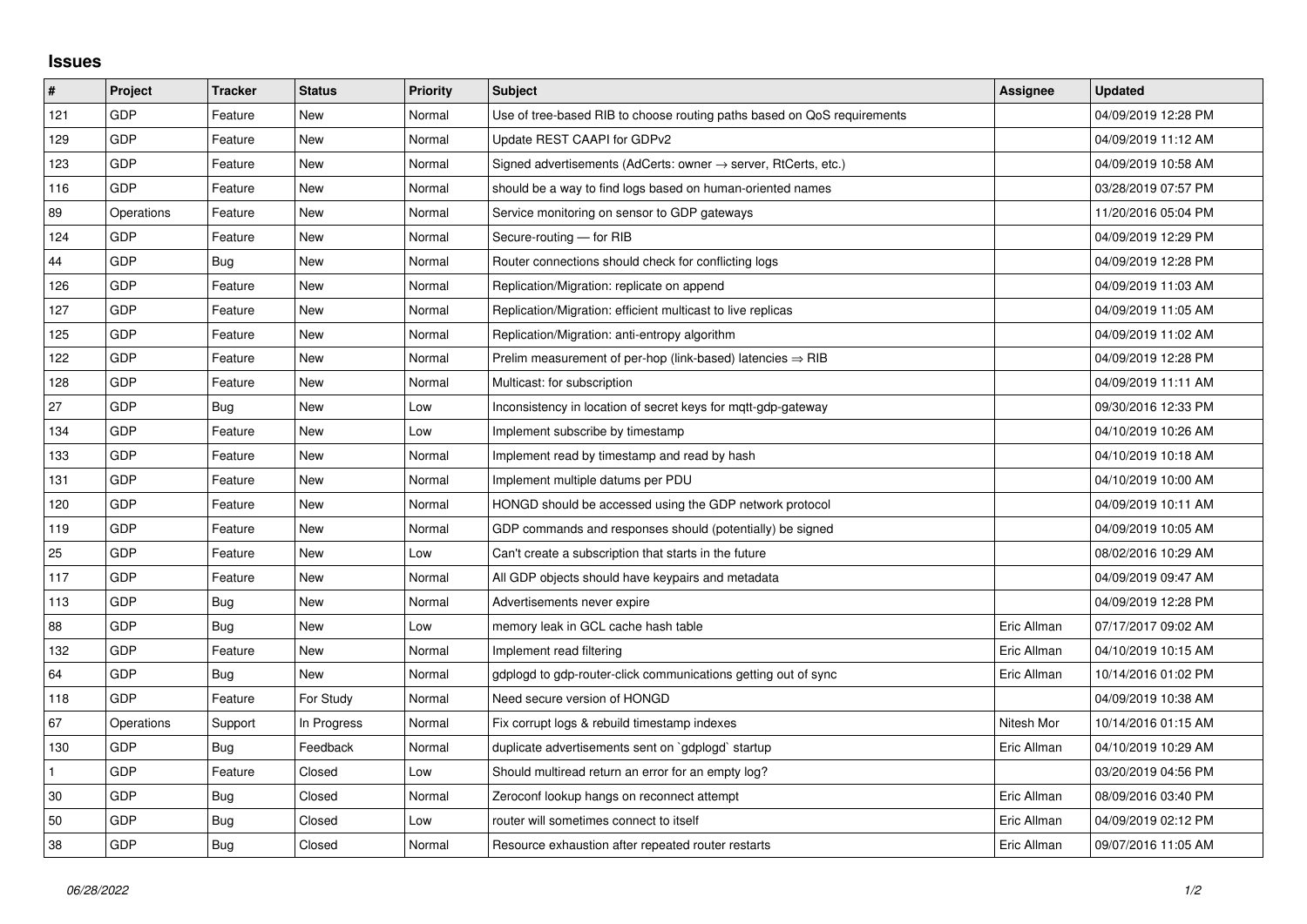## Issues

| # | Project | Tracker | Status | Priority | Subject | Assignee | Updated |
|---|---|---|---|---|---|---|---|
| 121 | GDP | Feature | New | Normal | Use of tree-based RIB to choose routing paths based on QoS requirements | | 04/09/2019 12:28 PM |
| 129 | GDP | Feature | New | Normal | Update REST CAAPI for GDPv2 | | 04/09/2019 11:12 AM |
| 123 | GDP | Feature | New | Normal | Signed advertisements (AdCerts: owner → server, RtCerts, etc.) | | 04/09/2019 10:58 AM |
| 116 | GDP | Feature | New | Normal | should be a way to find logs based on human-oriented names | | 03/28/2019 07:57 PM |
| 89 | Operations | Feature | New | Normal | Service monitoring on sensor to GDP gateways | | 11/20/2016 05:04 PM |
| 124 | GDP | Feature | New | Normal | Secure-routing — for RIB | | 04/09/2019 12:29 PM |
| 44 | GDP | Bug | New | Normal | Router connections should check for conflicting logs | | 04/09/2019 12:28 PM |
| 126 | GDP | Feature | New | Normal | Replication/Migration: replicate on append | | 04/09/2019 11:03 AM |
| 127 | GDP | Feature | New | Normal | Replication/Migration: efficient multicast to live replicas | | 04/09/2019 11:05 AM |
| 125 | GDP | Feature | New | Normal | Replication/Migration: anti-entropy algorithm | | 04/09/2019 11:02 AM |
| 122 | GDP | Feature | New | Normal | Prelim measurement of per-hop (link-based) latencies ⇒ RIB | | 04/09/2019 12:28 PM |
| 128 | GDP | Feature | New | Normal | Multicast: for subscription | | 04/09/2019 11:11 AM |
| 27 | GDP | Bug | New | Low | Inconsistency in location of secret keys for mqtt-gdp-gateway | | 09/30/2016 12:33 PM |
| 134 | GDP | Feature | New | Low | Implement subscribe by timestamp | | 04/10/2019 10:26 AM |
| 133 | GDP | Feature | New | Normal | Implement read by timestamp and read by hash | | 04/10/2019 10:18 AM |
| 131 | GDP | Feature | New | Normal | Implement multiple datums per PDU | | 04/10/2019 10:00 AM |
| 120 | GDP | Feature | New | Normal | HONGD should be accessed using the GDP network protocol | | 04/09/2019 10:11 AM |
| 119 | GDP | Feature | New | Normal | GDP commands and responses should (potentially) be signed | | 04/09/2019 10:05 AM |
| 25 | GDP | Feature | New | Low | Can't create a subscription that starts in the future | | 08/02/2016 10:29 AM |
| 117 | GDP | Feature | New | Normal | All GDP objects should have keypairs and metadata | | 04/09/2019 09:47 AM |
| 113 | GDP | Bug | New | Normal | Advertisements never expire | | 04/09/2019 12:28 PM |
| 88 | GDP | Bug | New | Low | memory leak in GCL cache hash table | Eric Allman | 07/17/2017 09:02 AM |
| 132 | GDP | Feature | New | Normal | Implement read filtering | Eric Allman | 04/10/2019 10:15 AM |
| 64 | GDP | Bug | New | Normal | gdplogd to gdp-router-click communications getting out of sync | Eric Allman | 10/14/2016 01:02 PM |
| 118 | GDP | Feature | For Study | Normal | Need secure version of HONGD | | 04/09/2019 10:38 AM |
| 67 | Operations | Support | In Progress | Normal | Fix corrupt logs & rebuild timestamp indexes | Nitesh Mor | 10/14/2016 01:15 AM |
| 130 | GDP | Bug | Feedback | Normal | duplicate advertisements sent on `gdplogd` startup | Eric Allman | 04/10/2019 10:29 AM |
| 1 | GDP | Feature | Closed | Low | Should multiread return an error for an empty log? | | 03/20/2019 04:56 PM |
| 30 | GDP | Bug | Closed | Normal | Zeroconf lookup hangs on reconnect attempt | Eric Allman | 08/09/2016 03:40 PM |
| 50 | GDP | Bug | Closed | Low | router will sometimes connect to itself | Eric Allman | 04/09/2019 02:12 PM |
| 38 | GDP | Bug | Closed | Normal | Resource exhaustion after repeated router restarts | Eric Allman | 09/07/2016 11:05 AM |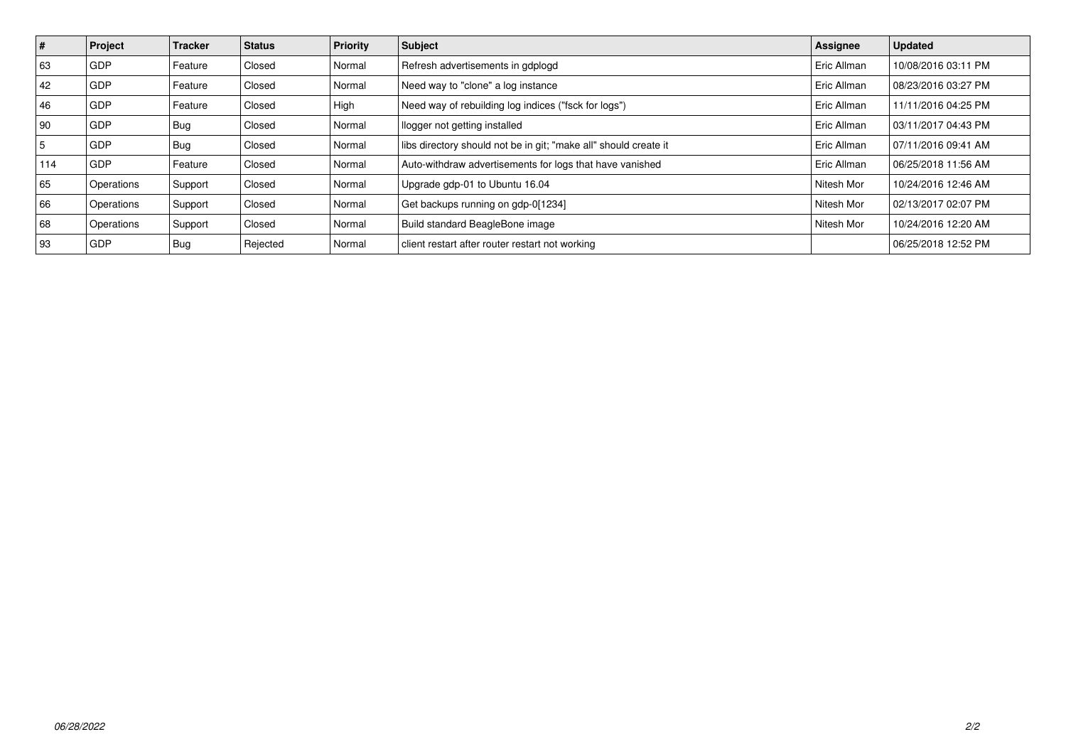| # | Project | Tracker | Status | Priority | Subject | Assignee | Updated |
|---|---|---|---|---|---|---|---|
| 63 | GDP | Feature | Closed | Normal | Refresh advertisements in gdplogd | Eric Allman | 10/08/2016 03:11 PM |
| 42 | GDP | Feature | Closed | Normal | Need way to "clone" a log instance | Eric Allman | 08/23/2016 03:27 PM |
| 46 | GDP | Feature | Closed | High | Need way of rebuilding log indices ("fsck for logs") | Eric Allman | 11/11/2016 04:25 PM |
| 90 | GDP | Bug | Closed | Normal | llogger not getting installed | Eric Allman | 03/11/2017 04:43 PM |
| 5 | GDP | Bug | Closed | Normal | libs directory should not be in git; "make all" should create it | Eric Allman | 07/11/2016 09:41 AM |
| 114 | GDP | Feature | Closed | Normal | Auto-withdraw advertisements for logs that have vanished | Eric Allman | 06/25/2018 11:56 AM |
| 65 | Operations | Support | Closed | Normal | Upgrade gdp-01 to Ubuntu 16.04 | Nitesh Mor | 10/24/2016 12:46 AM |
| 66 | Operations | Support | Closed | Normal | Get backups running on gdp-0[1234] | Nitesh Mor | 02/13/2017 02:07 PM |
| 68 | Operations | Support | Closed | Normal | Build standard BeagleBone image | Nitesh Mor | 10/24/2016 12:20 AM |
| 93 | GDP | Bug | Rejected | Normal | client restart after router restart not working | | 06/25/2018 12:52 PM |